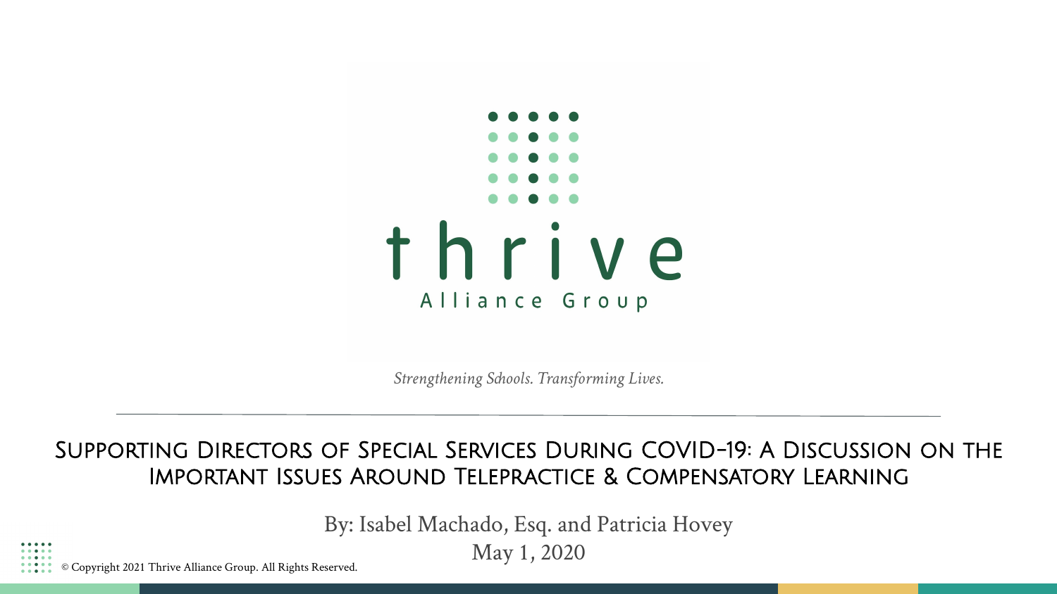thrive

Alliance Group

*Strengthening Schools. Transforming Lives.*

---

# Supporting Directors of Special Services During COVID-19: A Discussion on the Important Issues Around Telepractice & Compensatory Learning

By: Isabel Machado, Esq. and Patricia Hovey

May 1, 2020

© Copyright 2021 Thrive Alliance Group. All Rights Reserved.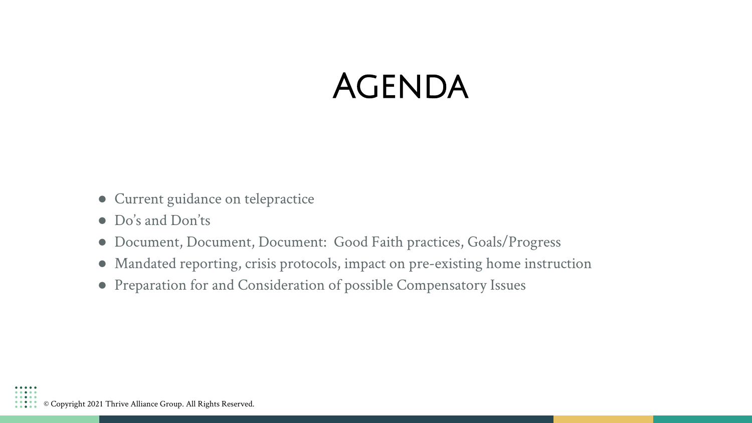# Agenda

- Current guidance on telepractice
- Do’s and Don’ts
- Document, Document, Document: Good Faith practices, Goals/Progress
- Mandated reporting, crisis protocols, impact on pre-existing home instruction
- Preparation for and Consideration of possible Compensatory Issues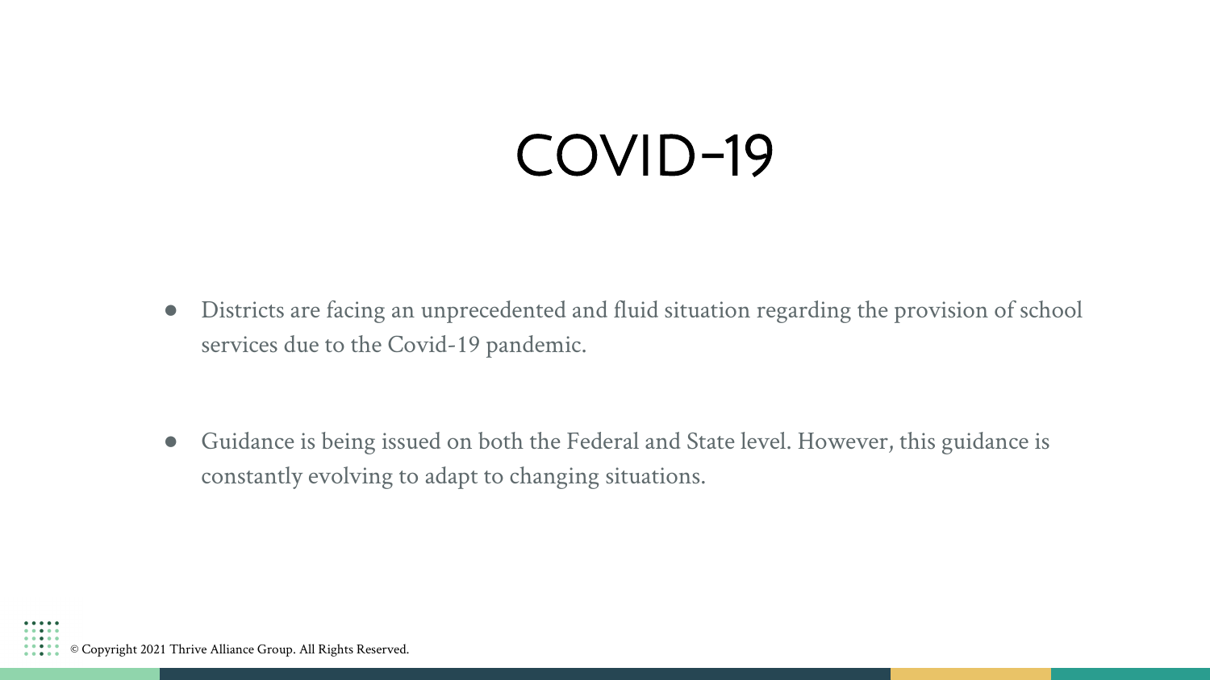# COVID-19

- Districts are facing an unprecedented and fluid situation regarding the provision of school services due to the Covid-19 pandemic.

- Guidance is being issued on both the Federal and State level. However, this guidance is constantly evolving to adapt to changing situations.

© Copyright 2021 Thrive Alliance Group. All Rights Reserved.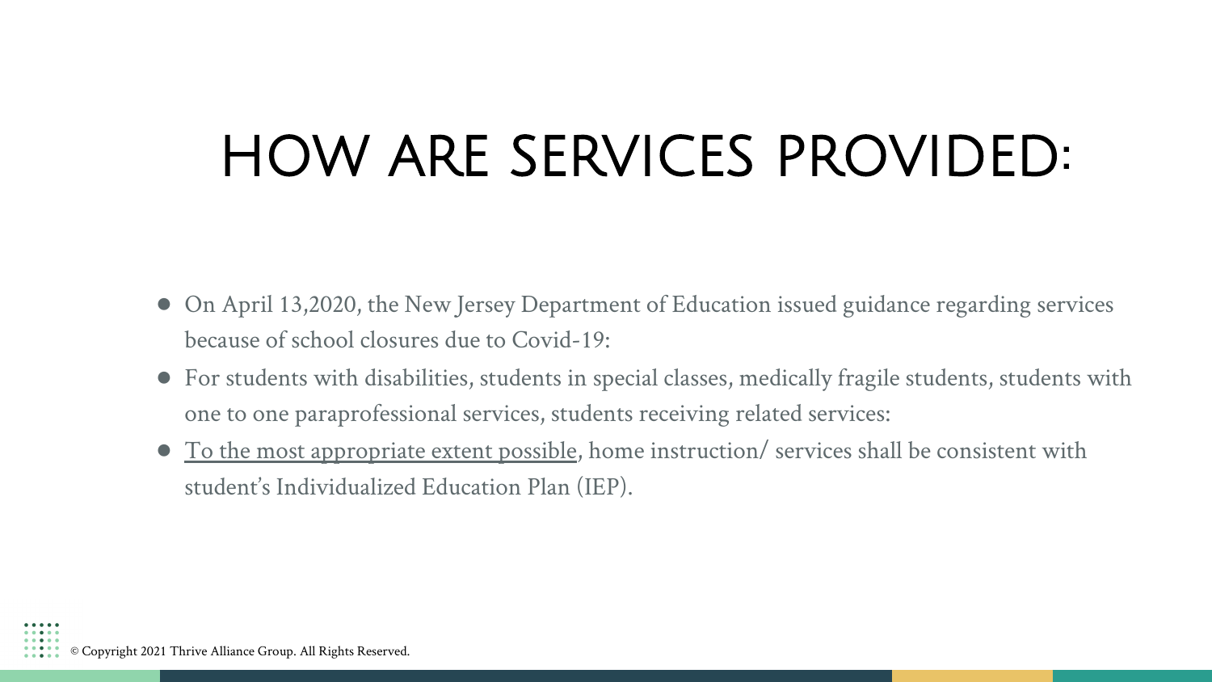# HOW ARE SERVICES PROVIDED:

- On April 13,2020, the New Jersey Department of Education issued guidance regarding services because of school closures due to Covid-19:
- For students with disabilities, students in special classes, medically fragile students, students with one to one paraprofessional services, students receiving related services:
- <u>To the most appropriate extent possible</u>, home instruction/ services shall be consistent with student's Individualized Education Plan (IEP).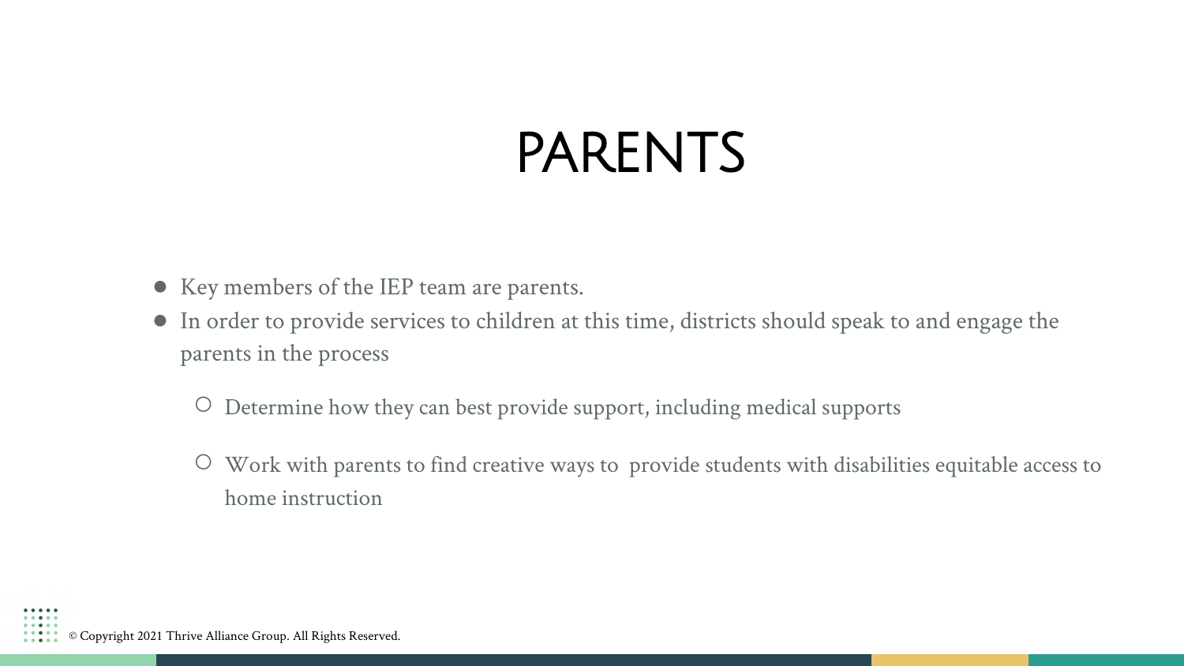# PARENTS

- Key members of the IEP team are parents.
- In order to provide services to children at this time, districts should speak to and engage the parents in the process
  - Determine how they can best provide support, including medical supports
  - Work with parents to find creative ways to provide students with disabilities equitable access to home instruction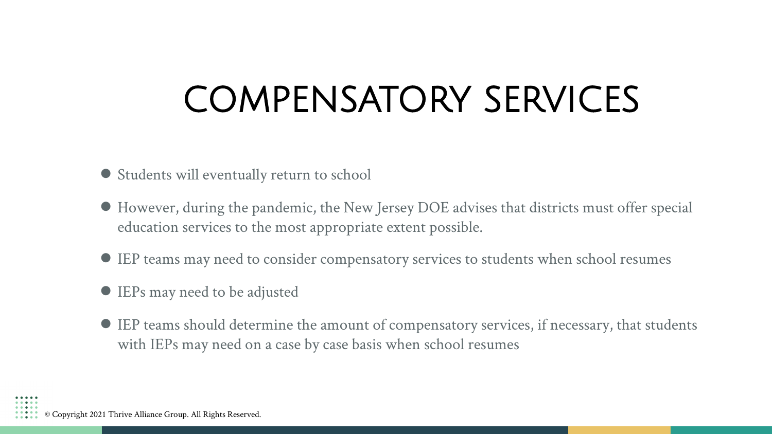# COMPENSATORY SERVICES

- Students will eventually return to school
- However, during the pandemic, the New Jersey DOE advises that districts must offer special education services to the most appropriate extent possible.
- IEP teams may need to consider compensatory services to students when school resumes
- IEPs may need to be adjusted
- IEP teams should determine the amount of compensatory services, if necessary, that students with IEPs may need on a case by case basis when school resumes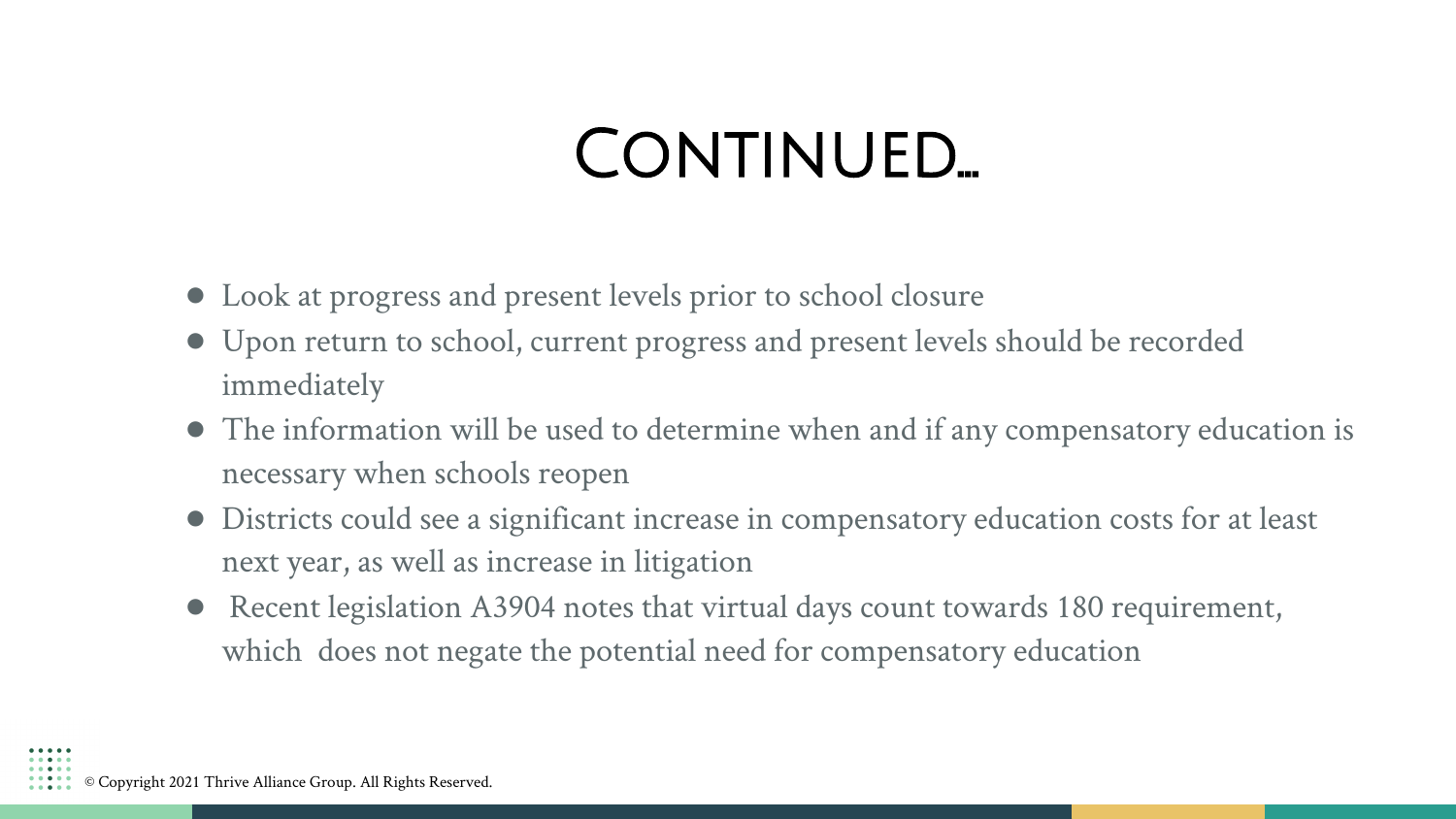# Continued…

- Look at progress and present levels prior to school closure
- Upon return to school, current progress and present levels should be recorded immediately
- The information will be used to determine when and if any compensatory education is necessary when schools reopen
- Districts could see a significant increase in compensatory education costs for at least next year, as well as increase in litigation
- Recent legislation A3904 notes that virtual days count towards 180 requirement, which does not negate the potential need for compensatory education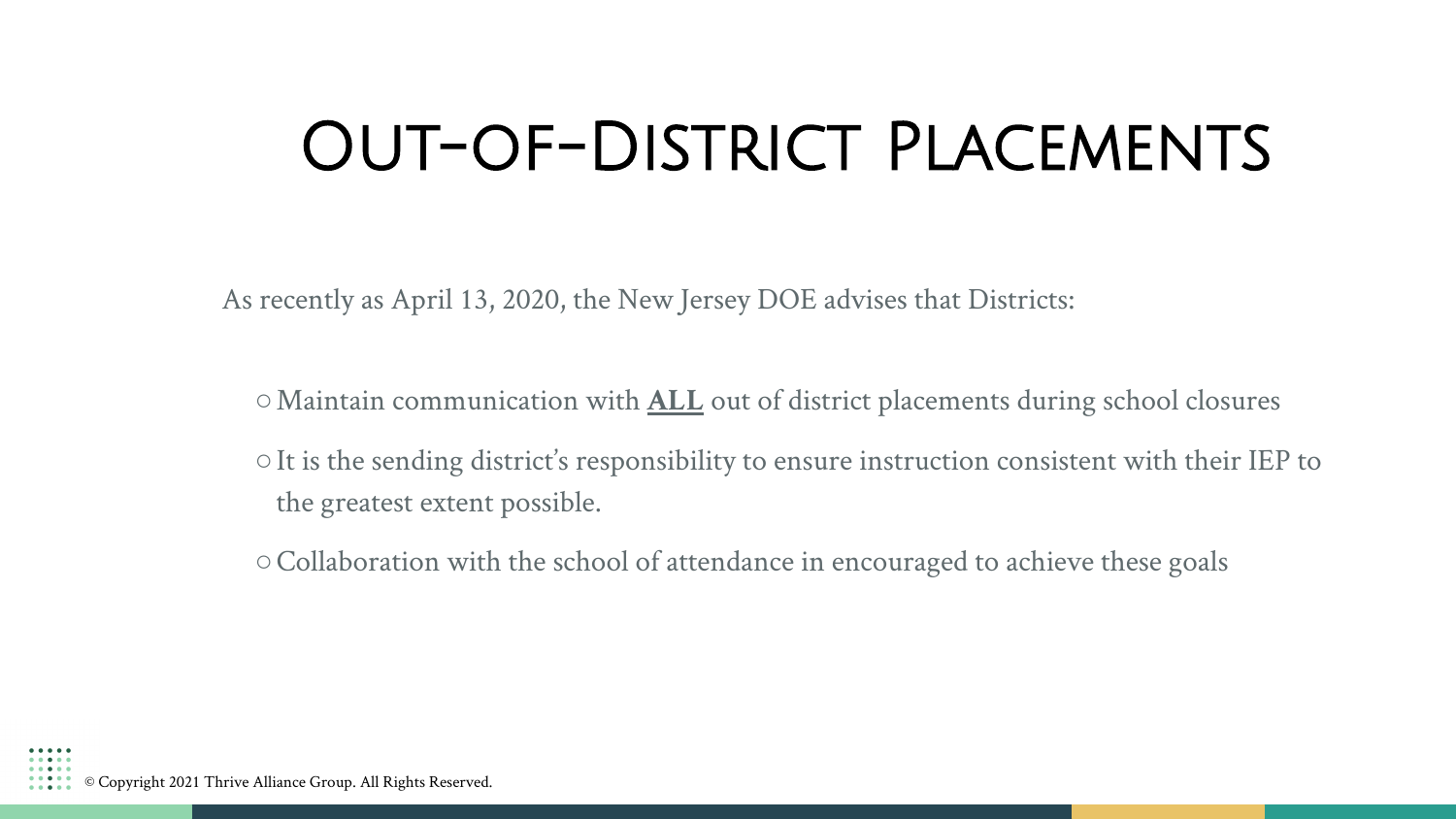# Out-of-District Placements

As recently as April 13, 2020, the New Jersey DOE advises that Districts:

- Maintain communication with **ALL** out of district placements during school closures
- It is the sending district's responsibility to ensure instruction consistent with their IEP to the greatest extent possible.
- Collaboration with the school of attendance in encouraged to achieve these goals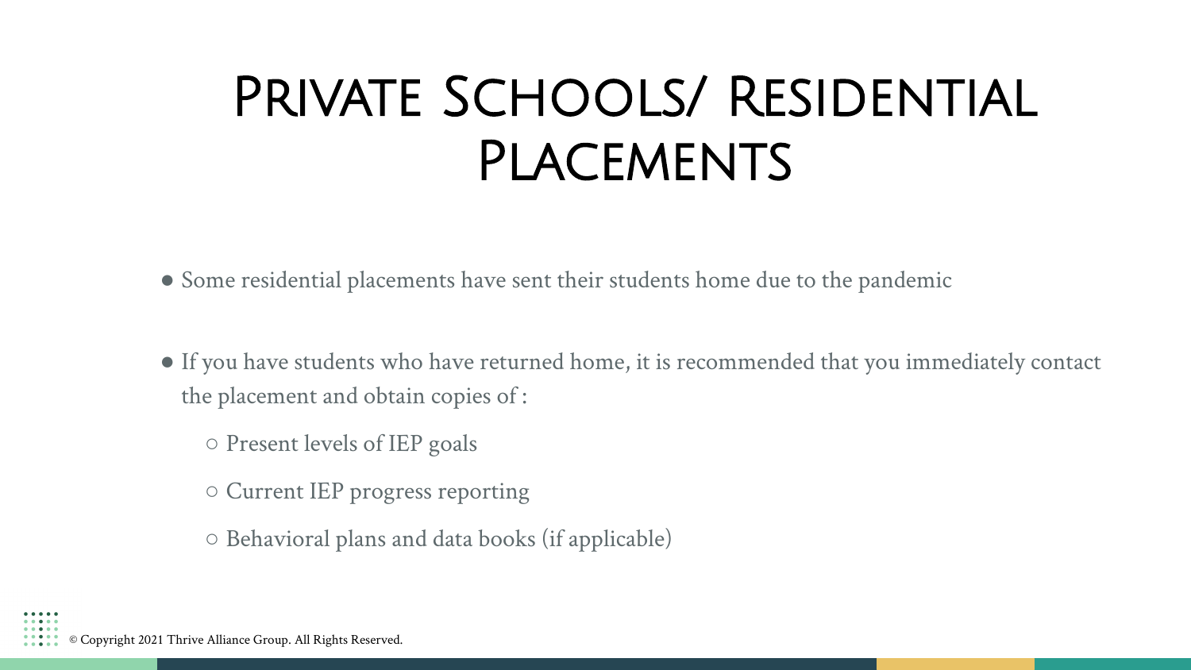# Private Schools/ Residential Placements

- Some residential placements have sent their students home due to the pandemic

- If you have students who have returned home, it is recommended that you immediately contact the placement and obtain copies of :
  - Present levels of IEP goals
  - Current IEP progress reporting
  - Behavioral plans and data books (if applicable)

© Copyright 2021 Thrive Alliance Group. All Rights Reserved.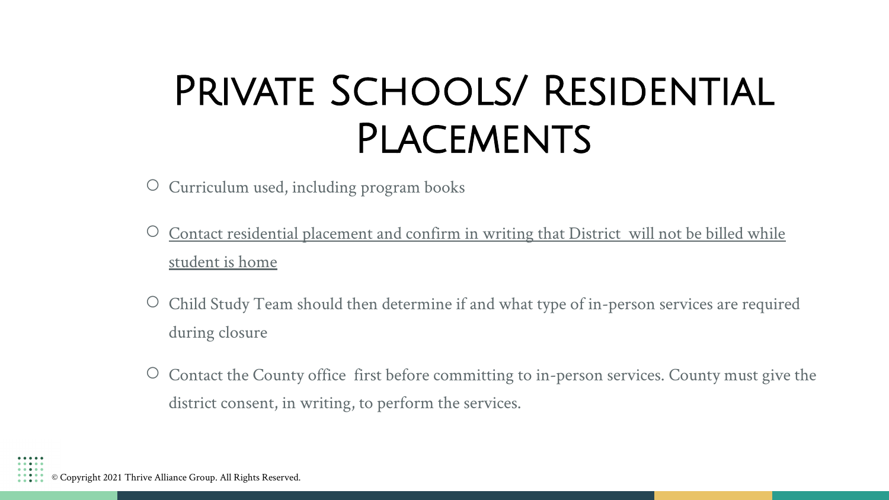# Private Schools/ Residential Placements

- Curriculum used, including program books
- Contact residential placement and confirm in writing that District will not be billed while student is home
- Child Study Team should then determine if and what type of in-person services are required during closure
- Contact the County office first before committing to in-person services. County must give the district consent, in writing, to perform the services.

© Copyright 2021 Thrive Alliance Group. All Rights Reserved.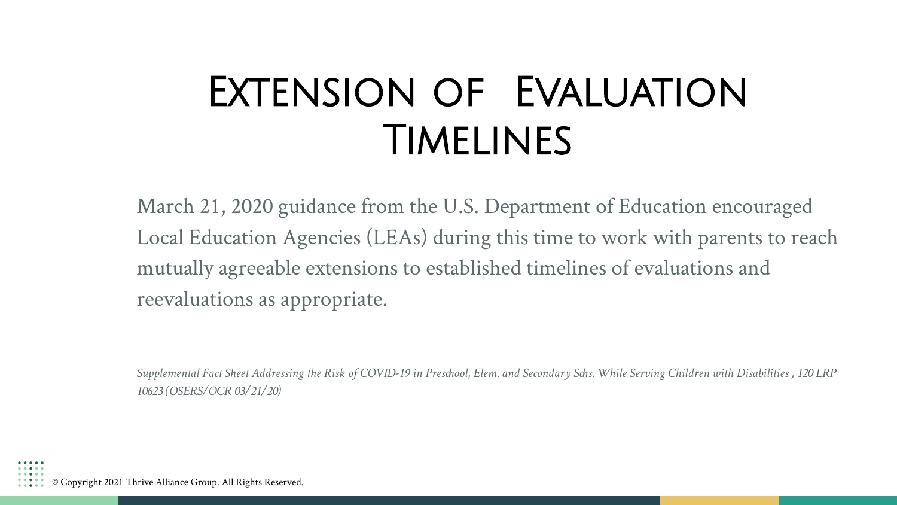# Extension of Evaluation Timelines

March 21, 2020 guidance from the U.S. Department of Education encouraged Local Education Agencies (LEAs) during this time to work with parents to reach mutually agreeable extensions to established timelines of evaluations and reevaluations as appropriate.

*Supplemental Fact Sheet Addressing the Risk of COVID-19 in Preschool, Elem. and Secondary Schs. While Serving Children with Disabilities , 120 LRP 10623 (OSERS/OCR 03/21/20)*

© Copyright 2021 Thrive Alliance Group. All Rights Reserved.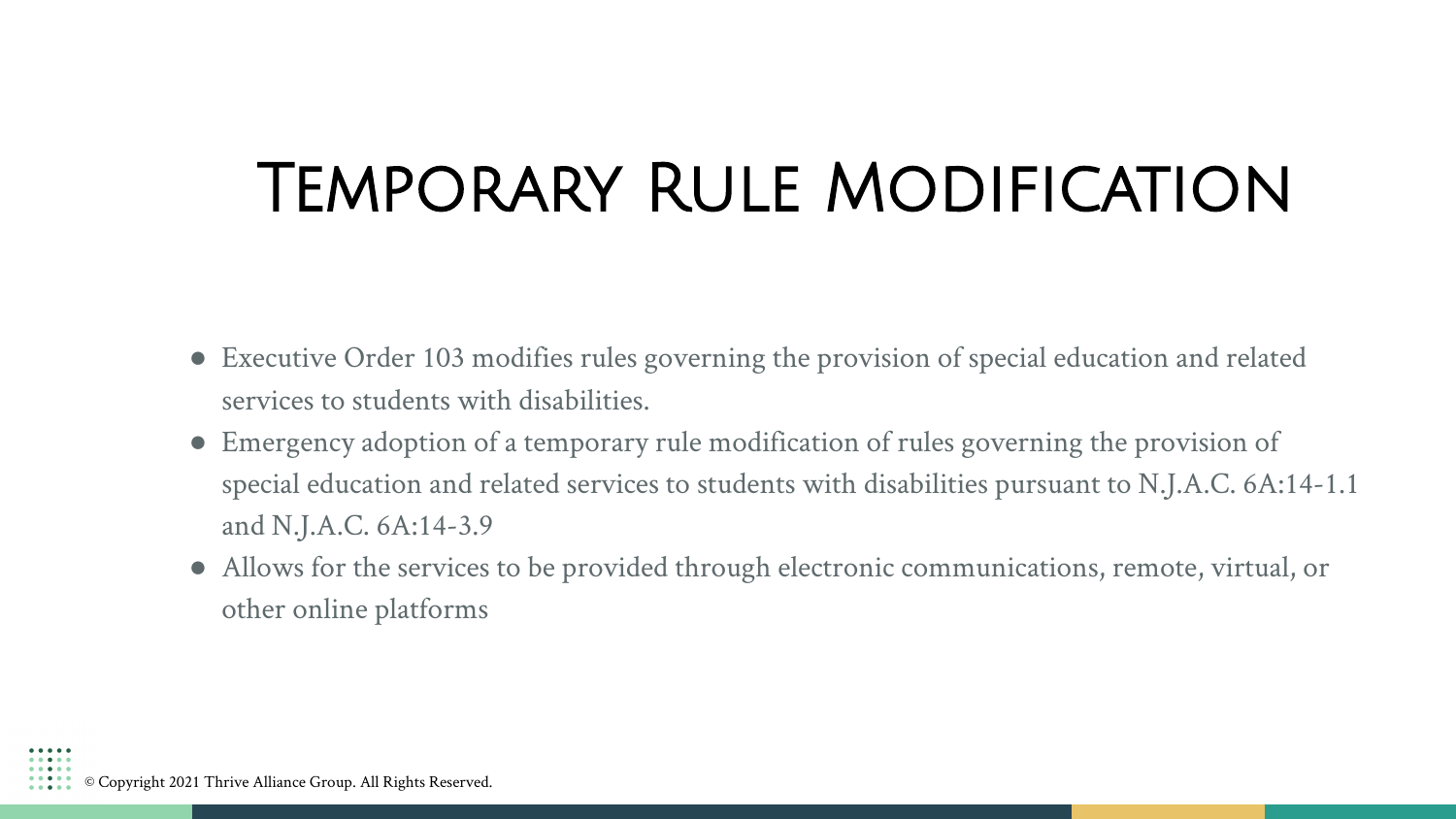# Temporary Rule Modification

- Executive Order 103 modifies rules governing the provision of special education and related services to students with disabilities.
- Emergency adoption of a temporary rule modification of rules governing the provision of special education and related services to students with disabilities pursuant to N.J.A.C. 6A:14-1.1 and N.J.A.C. 6A:14-3.9
- Allows for the services to be provided through electronic communications, remote, virtual, or other online platforms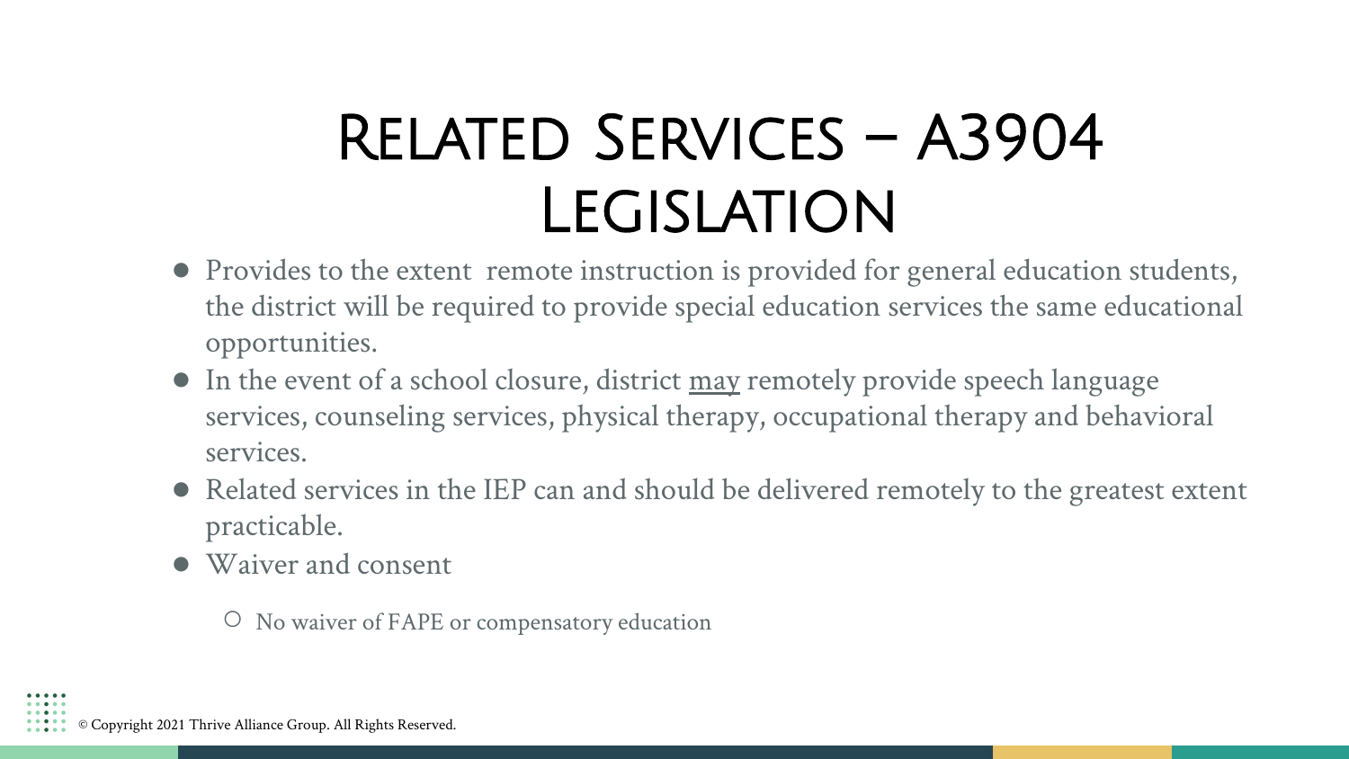# Related Services – A3904 Legislation

- Provides to the extent remote instruction is provided for general education students, the district will be required to provide special education services the same educational opportunities.
- In the event of a school closure, district <u>may</u> remotely provide speech language services, counseling services, physical therapy, occupational therapy and behavioral services.
- Related services in the IEP can and should be delivered remotely to the greatest extent practicable.
- Waiver and consent
  - No waiver of FAPE or compensatory education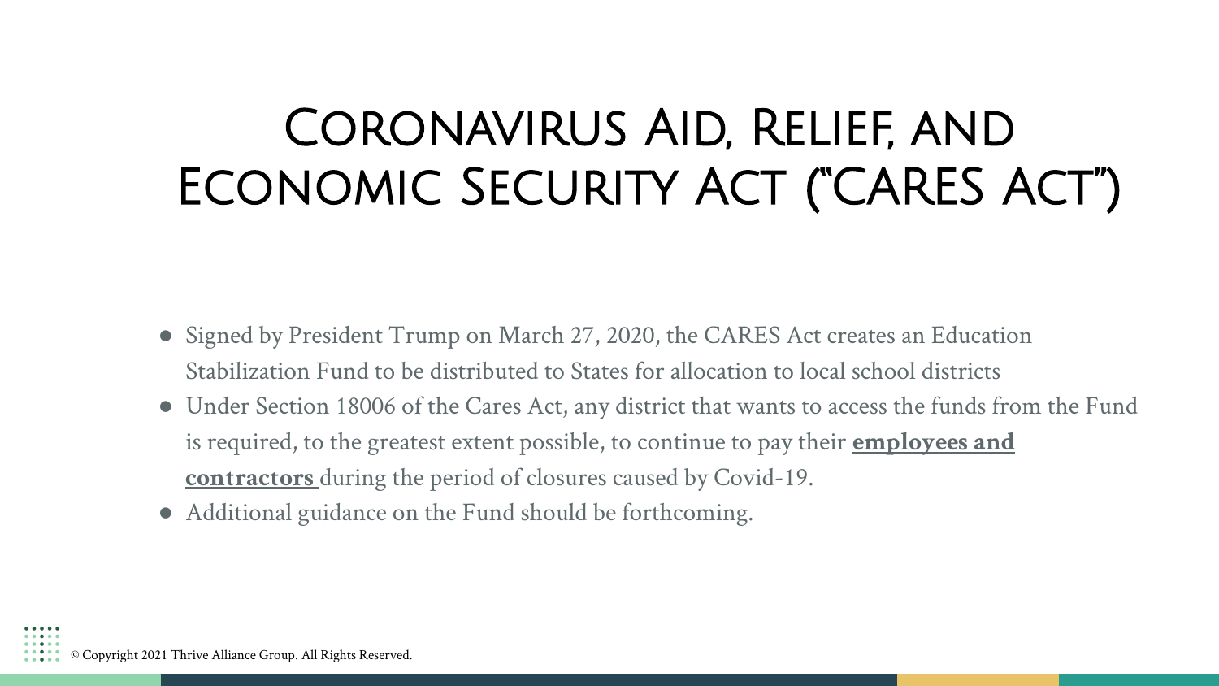# Coronavirus Aid, Relief, and Economic Security Act ("CARES Act")

- Signed by President Trump on March 27, 2020, the CARES Act creates an Education Stabilization Fund to be distributed to States for allocation to local school districts
- Under Section 18006 of the Cares Act, any district that wants to access the funds from the Fund is required, to the greatest extent possible, to continue to pay their **employees and contractors** during the period of closures caused by Covid-19.
- Additional guidance on the Fund should be forthcoming.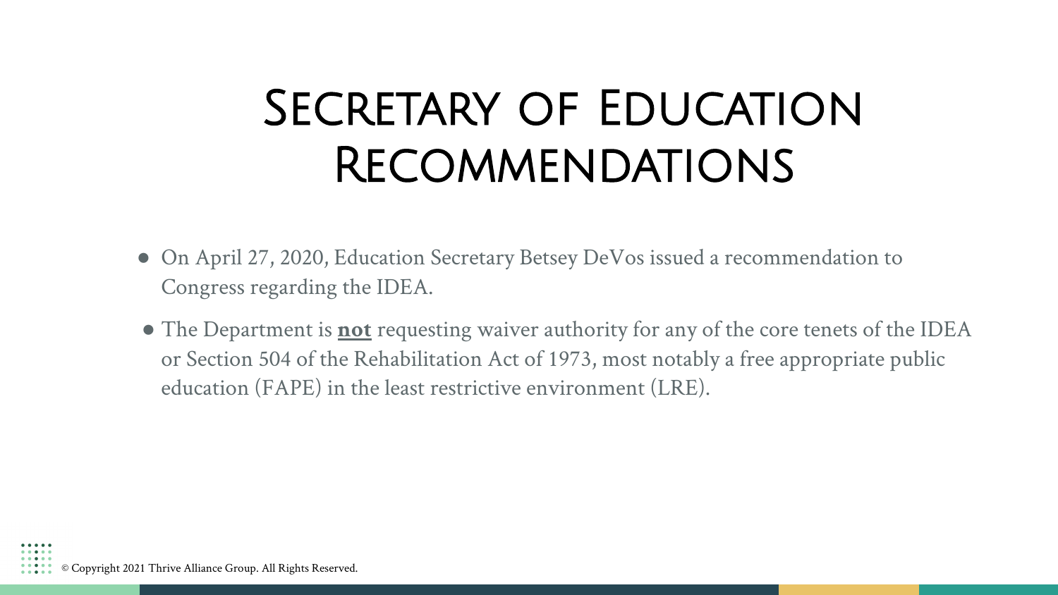# Secretary of Education Recommendations

- On April 27, 2020, Education Secretary Betsey DeVos issued a recommendation to Congress regarding the IDEA.
- The Department is **not** requesting waiver authority for any of the core tenets of the IDEA or Section 504 of the Rehabilitation Act of 1973, most notably a free appropriate public education (FAPE) in the least restrictive environment (LRE).

© Copyright 2021 Thrive Alliance Group. All Rights Reserved.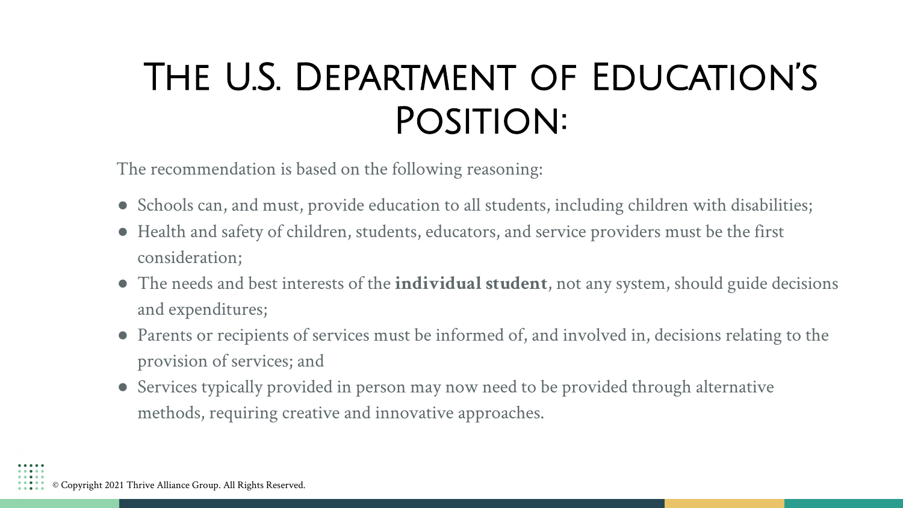# The U.S. Department of Education's Position:

The recommendation is based on the following reasoning:

- Schools can, and must, provide education to all students, including children with disabilities;
- Health and safety of children, students, educators, and service providers must be the first consideration;
- The needs and best interests of the **individual student**, not any system, should guide decisions and expenditures;
- Parents or recipients of services must be informed of, and involved in, decisions relating to the provision of services; and
- Services typically provided in person may now need to be provided through alternative methods, requiring creative and innovative approaches.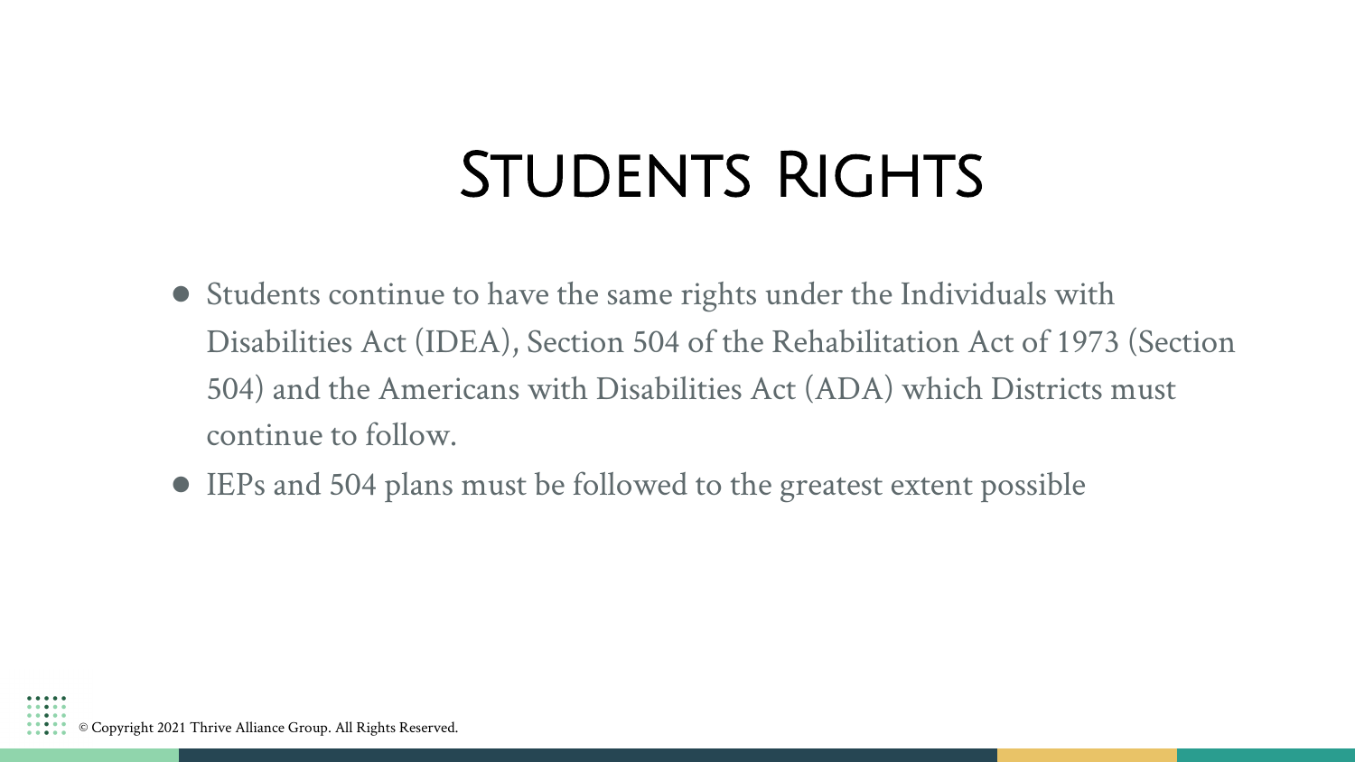# Students Rights

- Students continue to have the same rights under the Individuals with Disabilities Act (IDEA), Section 504 of the Rehabilitation Act of 1973 (Section 504) and the Americans with Disabilities Act (ADA) which Districts must continue to follow.
- IEPs and 504 plans must be followed to the greatest extent possible

© Copyright 2021 Thrive Alliance Group. All Rights Reserved.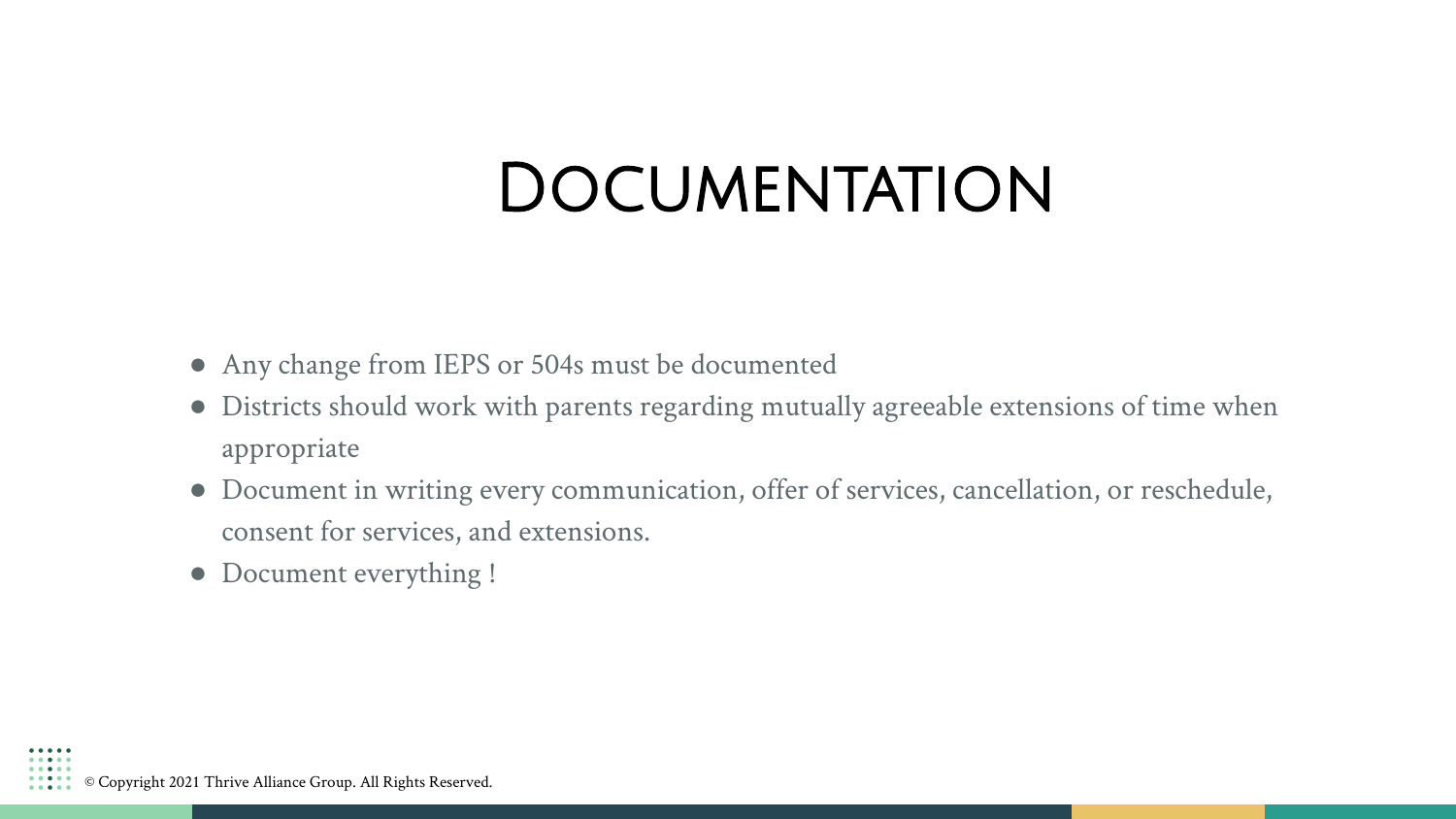# Documentation

- Any change from IEPS or 504s must be documented
- Districts should work with parents regarding mutually agreeable extensions of time when appropriate
- Document in writing every communication, offer of services, cancellation, or reschedule, consent for services, and extensions.
- Document everything !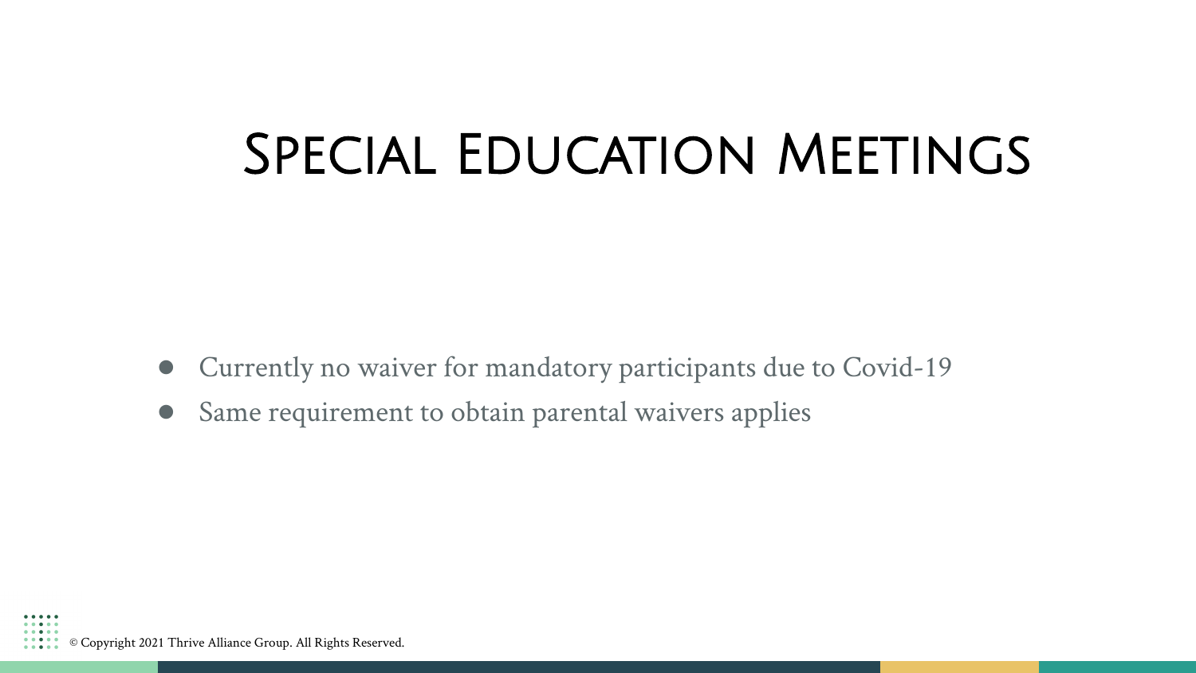# Special Education Meetings

- Currently no waiver for mandatory participants due to Covid-19
- Same requirement to obtain parental waivers applies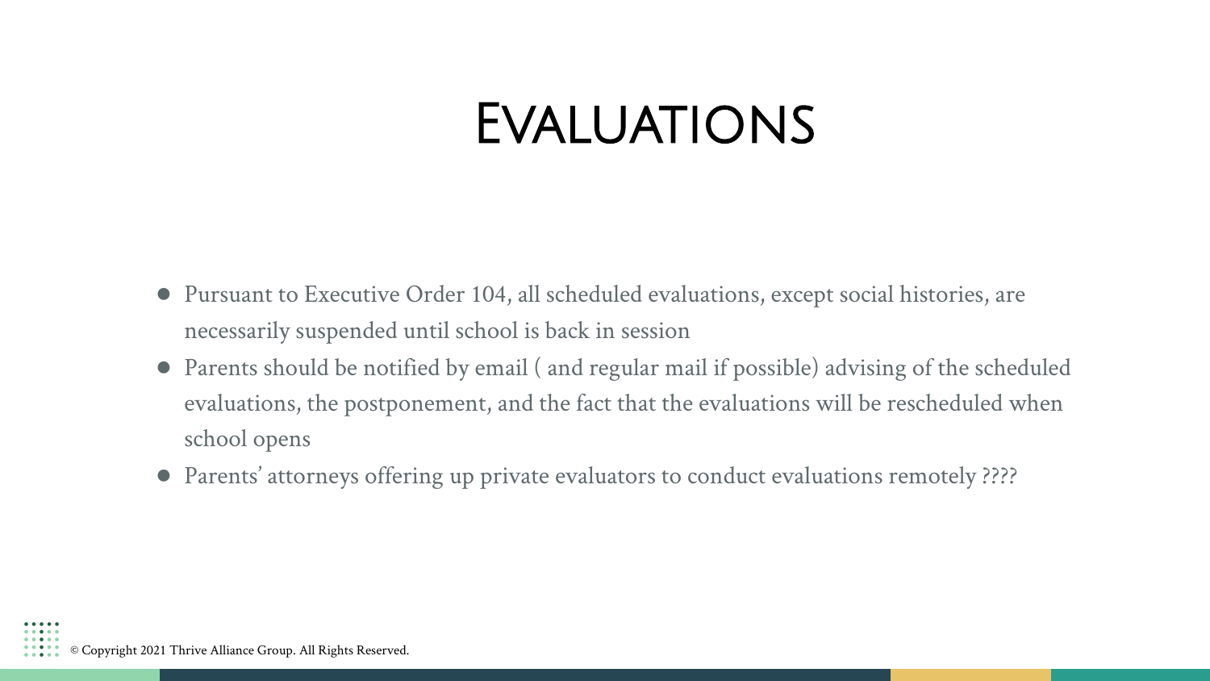# Evaluations

- Pursuant to Executive Order 104, all scheduled evaluations, except social histories, are necessarily suspended until school is back in session
- Parents should be notified by email ( and regular mail if possible) advising of the scheduled evaluations, the postponement, and the fact that the evaluations will be rescheduled when school opens
- Parents' attorneys offering up private evaluators to conduct evaluations remotely ????

© Copyright 2021 Thrive Alliance Group. All Rights Reserved.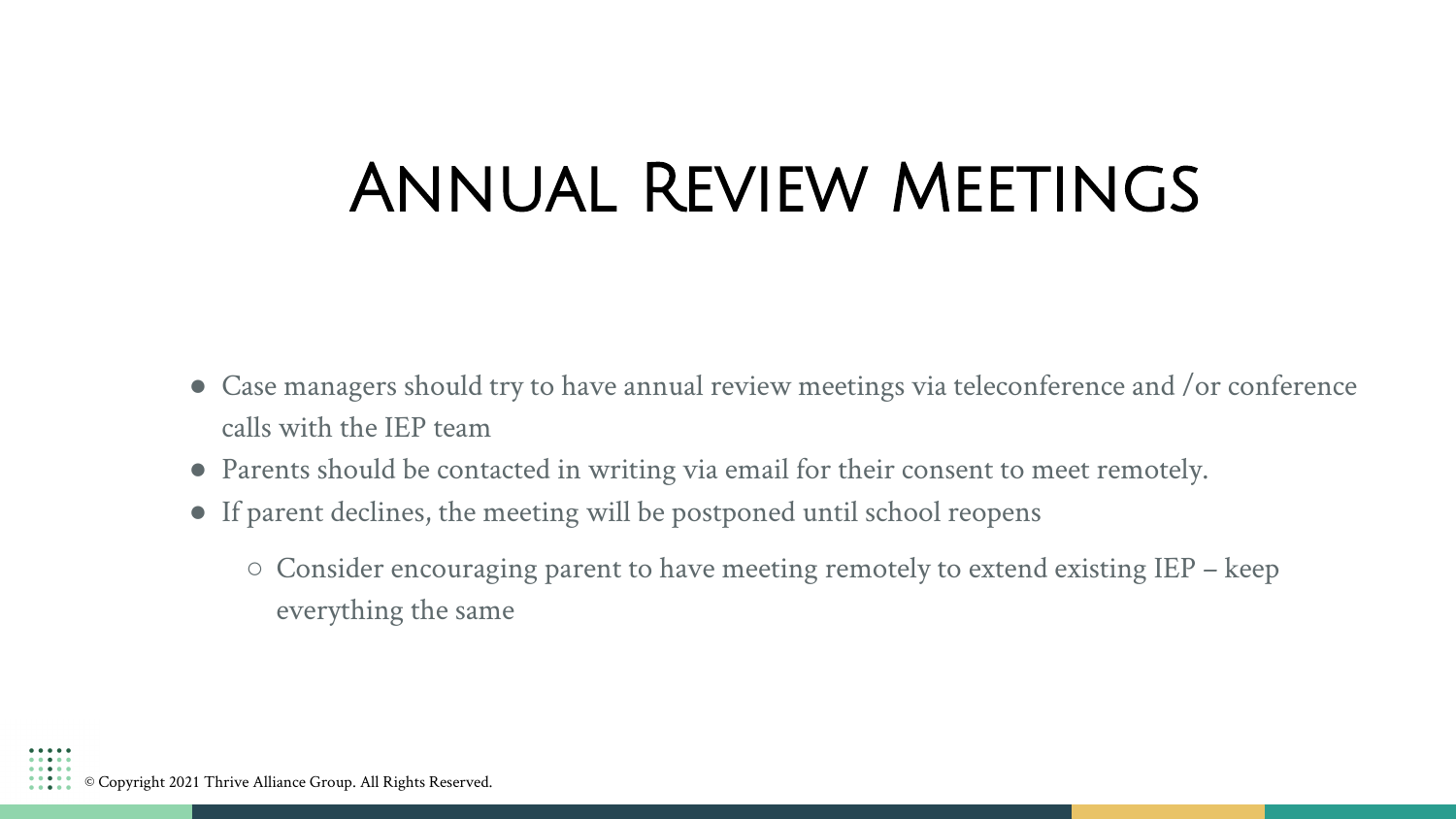# Annual Review Meetings

- Case managers should try to have annual review meetings via teleconference and /or conference calls with the IEP team
- Parents should be contacted in writing via email for their consent to meet remotely.
- If parent declines, the meeting will be postponed until school reopens
  - Consider encouraging parent to have meeting remotely to extend existing IEP – keep everything the same

© Copyright 2021 Thrive Alliance Group. All Rights Reserved.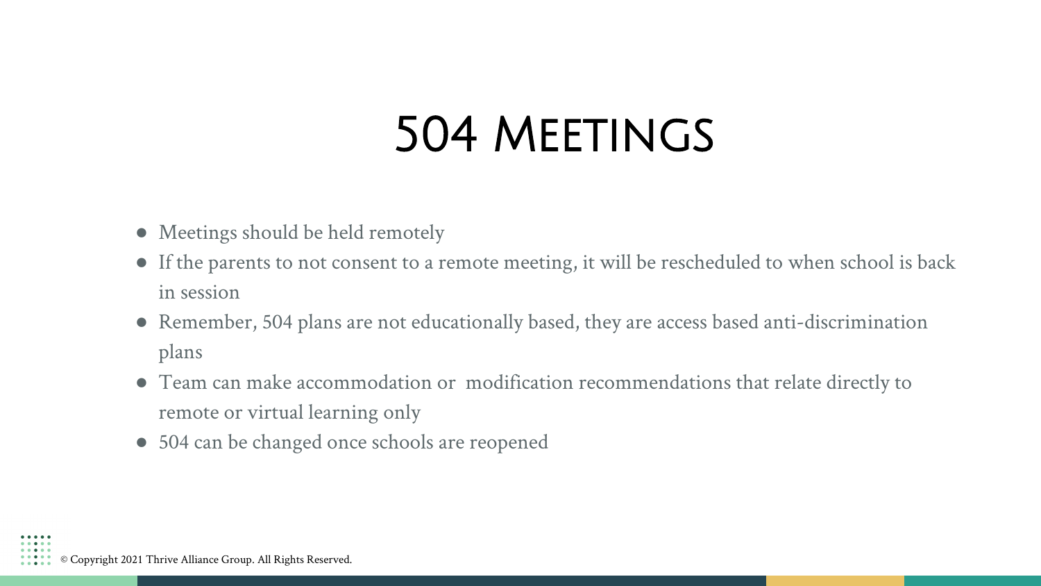# 504 Meetings

- Meetings should be held remotely
- If the parents to not consent to a remote meeting, it will be rescheduled to when school is back in session
- Remember, 504 plans are not educationally based, they are access based anti-discrimination plans
- Team can make accommodation or modification recommendations that relate directly to remote or virtual learning only
- 504 can be changed once schools are reopened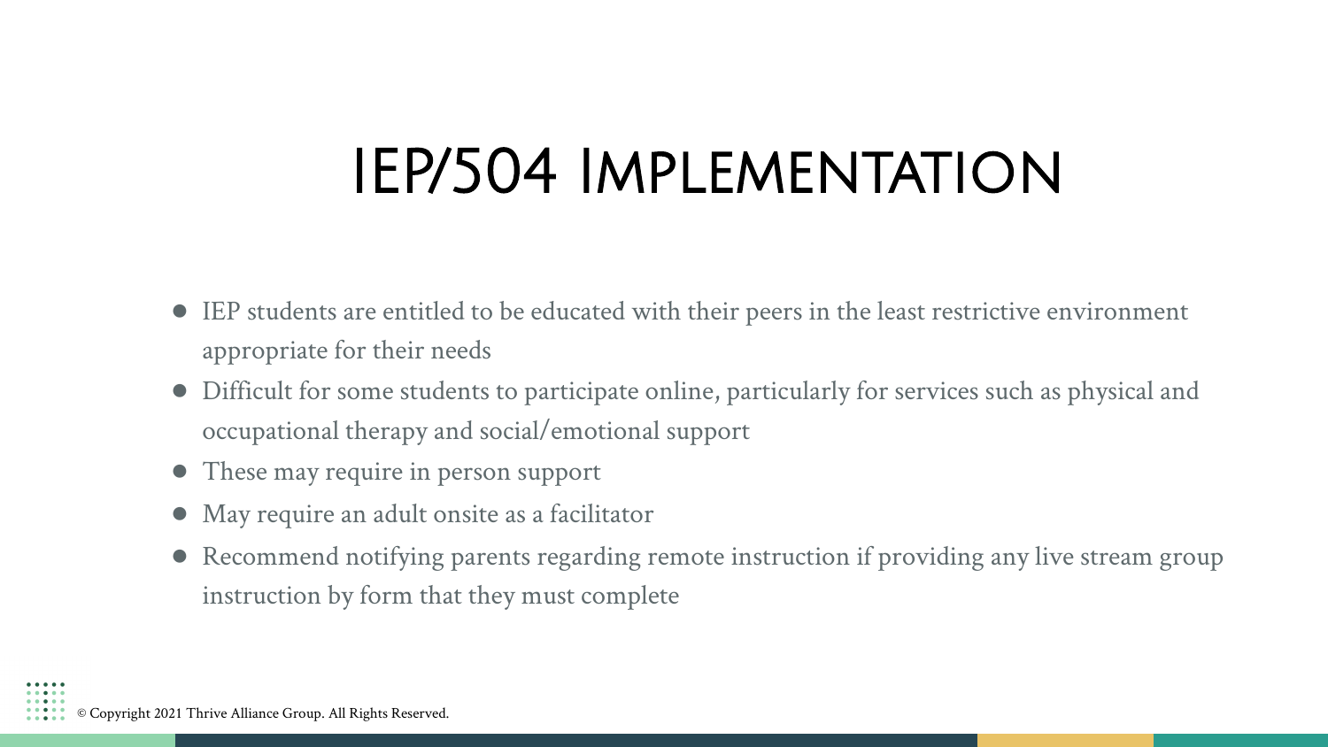# IEP/504 Implementation

- IEP students are entitled to be educated with their peers in the least restrictive environment appropriate for their needs
- Difficult for some students to participate online, particularly for services such as physical and occupational therapy and social/emotional support
- These may require in person support
- May require an adult onsite as a facilitator
- Recommend notifying parents regarding remote instruction if providing any live stream group instruction by form that they must complete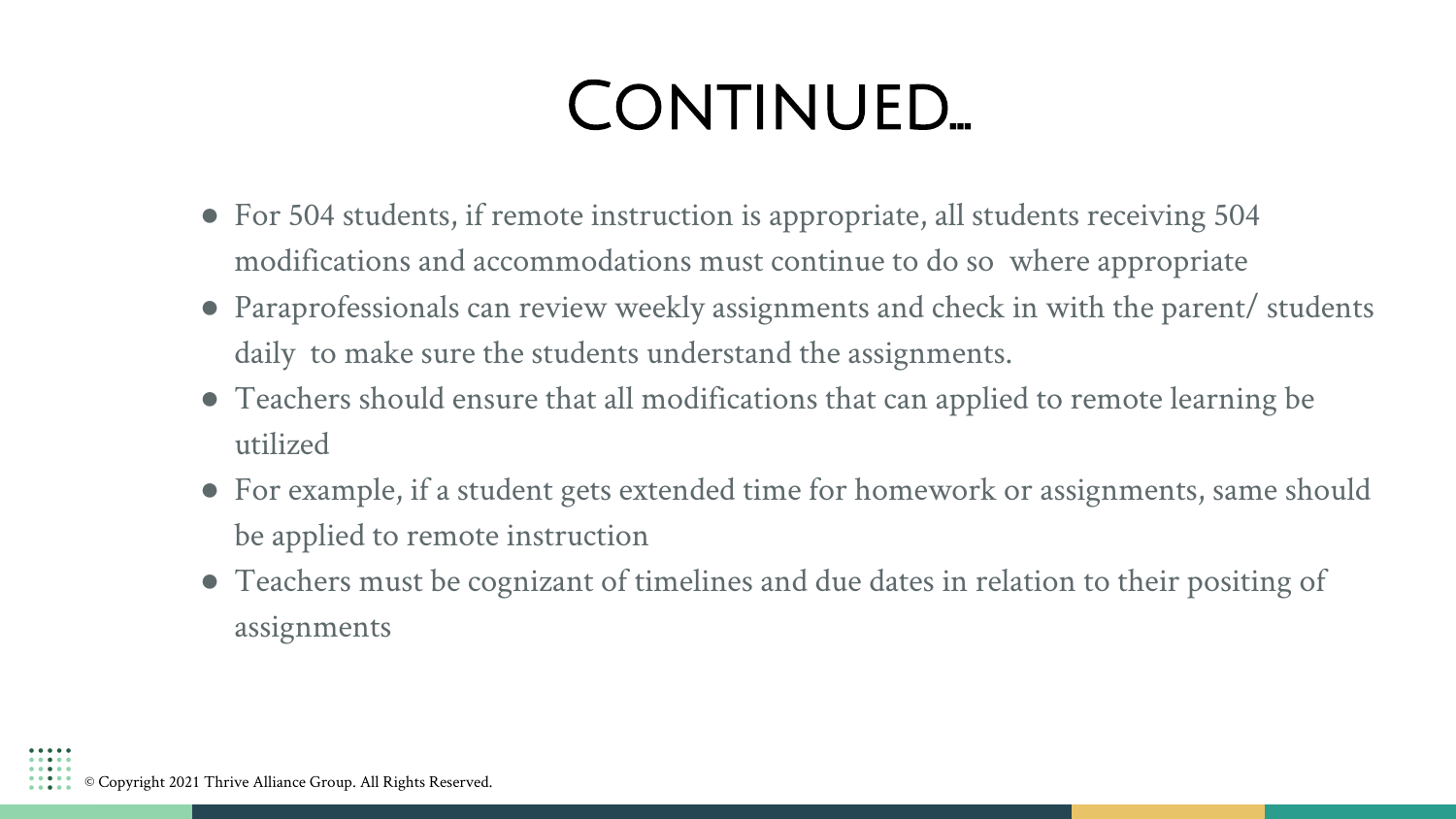# Continued…

- For 504 students, if remote instruction is appropriate, all students receiving 504 modifications and accommodations must continue to do so where appropriate
- Paraprofessionals can review weekly assignments and check in with the parent/ students daily to make sure the students understand the assignments.
- Teachers should ensure that all modifications that can applied to remote learning be utilized
- For example, if a student gets extended time for homework or assignments, same should be applied to remote instruction
- Teachers must be cognizant of timelines and due dates in relation to their positing of assignments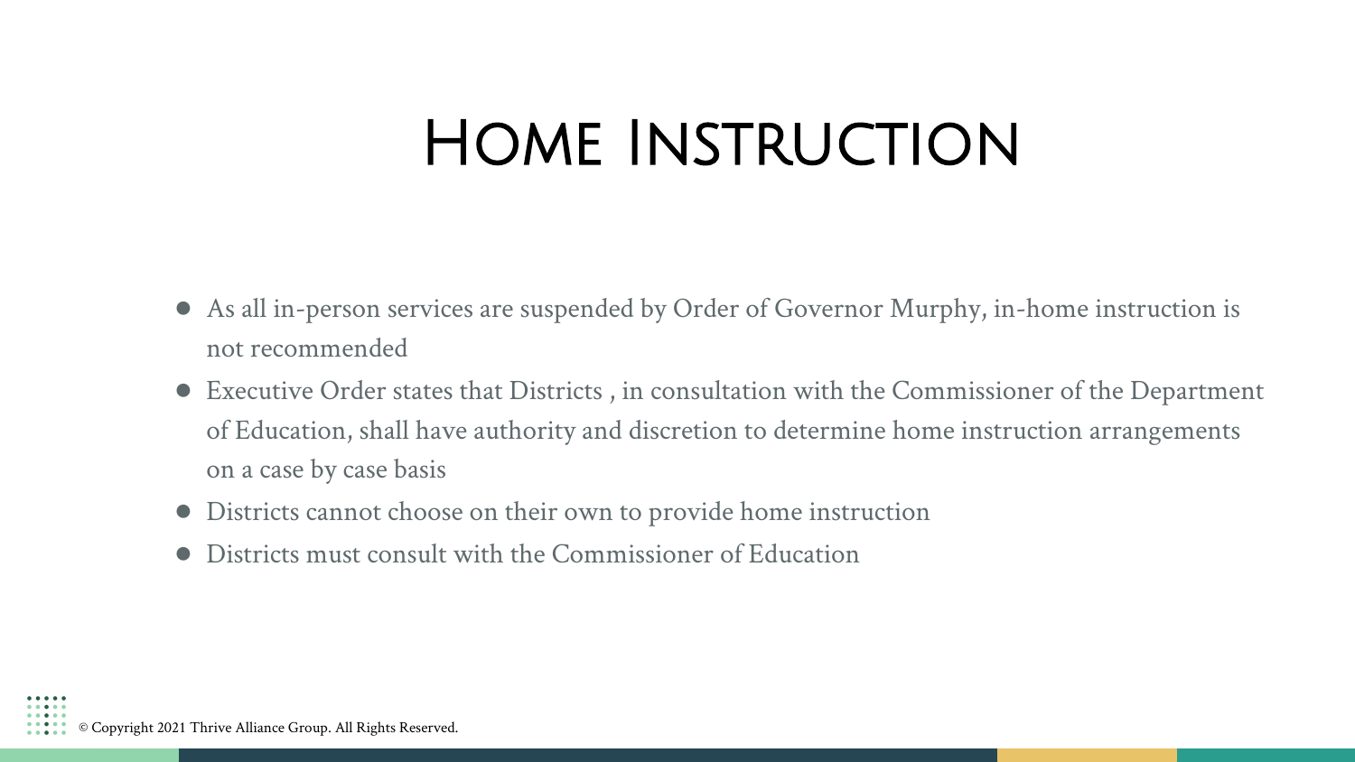# Home Instruction

- As all in-person services are suspended by Order of Governor Murphy, in-home instruction is not recommended
- Executive Order states that Districts , in consultation with the Commissioner of the Department of Education, shall have authority and discretion to determine home instruction arrangements on a case by case basis
- Districts cannot choose on their own to provide home instruction
- Districts must consult with the Commissioner of Education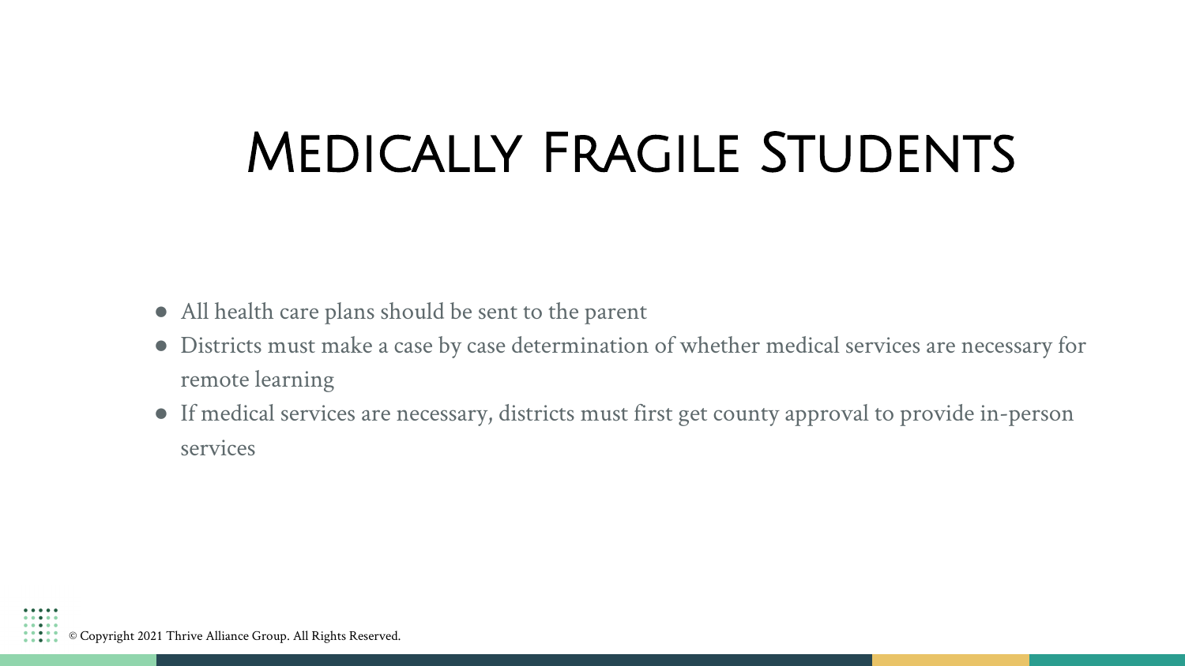# Medically Fragile Students

- All health care plans should be sent to the parent
- Districts must make a case by case determination of whether medical services are necessary for remote learning
- If medical services are necessary, districts must first get county approval to provide in-person services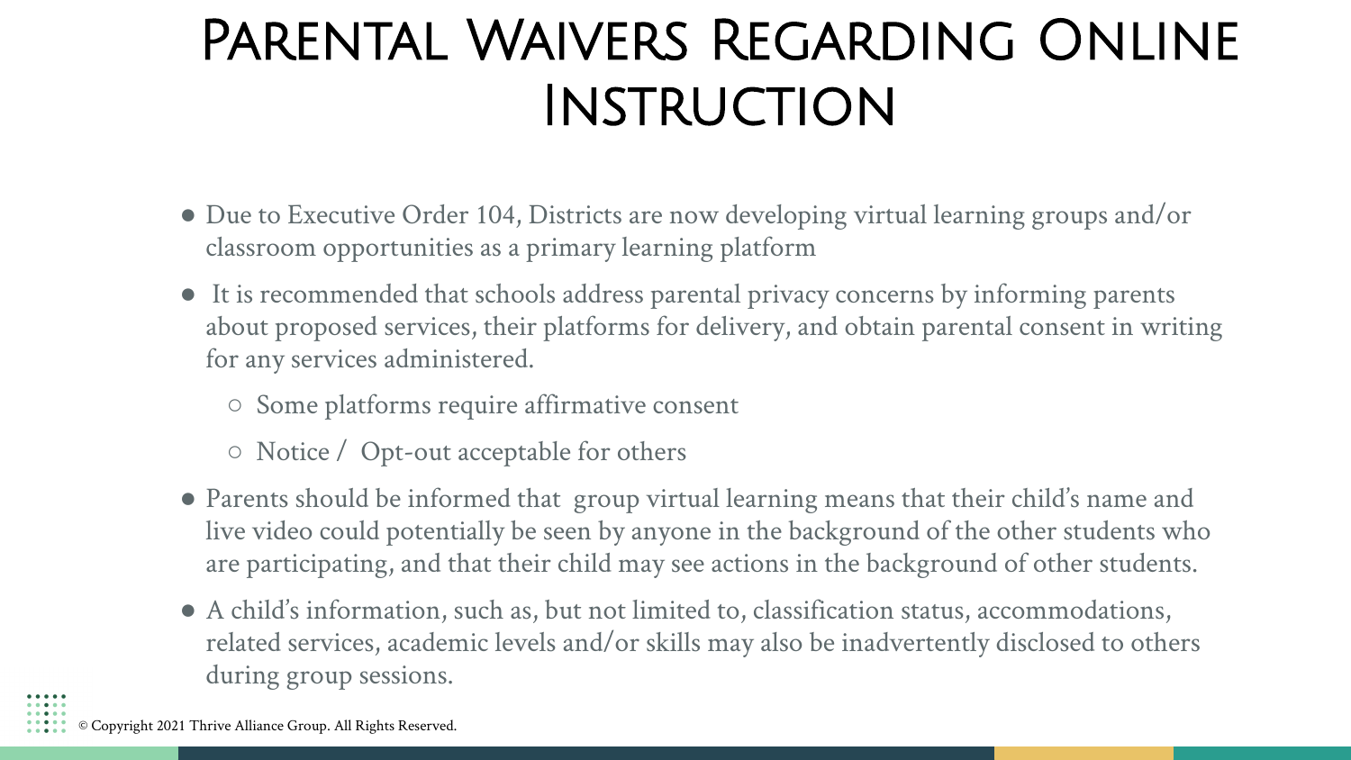# Parental Waivers Regarding Online Instruction

- Due to Executive Order 104, Districts are now developing virtual learning groups and/or classroom opportunities as a primary learning platform
- It is recommended that schools address parental privacy concerns by informing parents about proposed services, their platforms for delivery, and obtain parental consent in writing for any services administered.
  - Some platforms require affirmative consent
  - Notice / Opt-out acceptable for others
- Parents should be informed that group virtual learning means that their child's name and live video could potentially be seen by anyone in the background of the other students who are participating, and that their child may see actions in the background of other students.
- A child's information, such as, but not limited to, classification status, accommodations, related services, academic levels and/or skills may also be inadvertently disclosed to others during group sessions.

© Copyright 2021 Thrive Alliance Group. All Rights Reserved.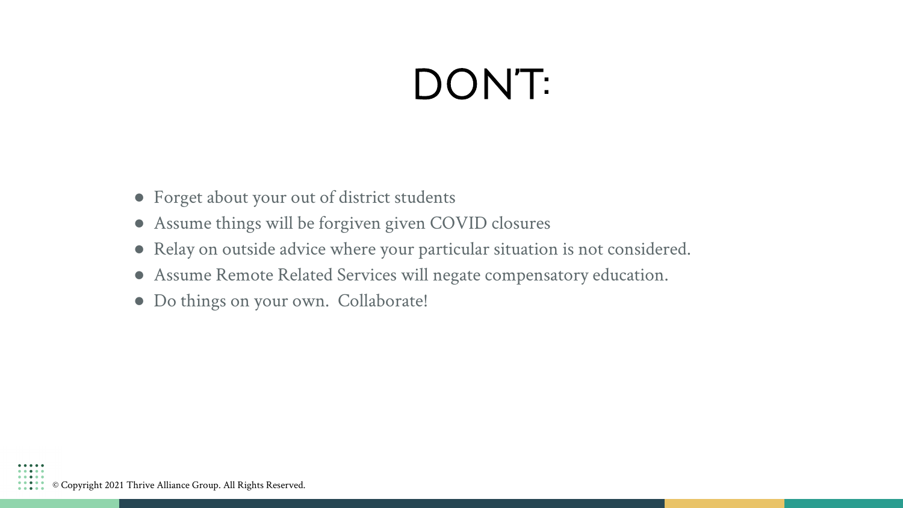# DON'T:

- Forget about your out of district students
- Assume things will be forgiven given COVID closures
- Relay on outside advice where your particular situation is not considered.
- Assume Remote Related Services will negate compensatory education.
- Do things on your own.  Collaborate!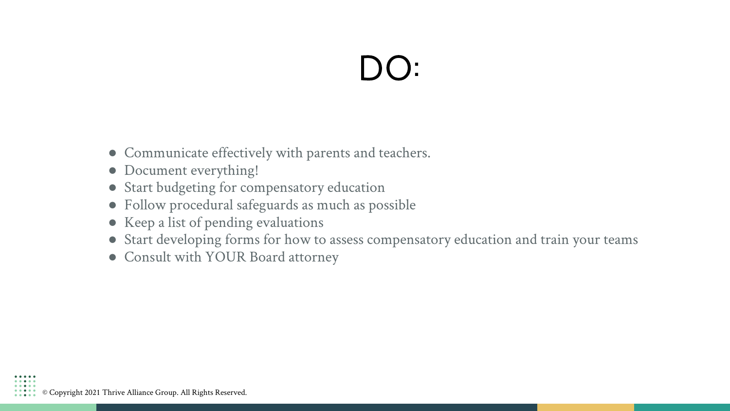# DO:

- Communicate effectively with parents and teachers.
- Document everything!
- Start budgeting for compensatory education
- Follow procedural safeguards as much as possible
- Keep a list of pending evaluations
- Start developing forms for how to assess compensatory education and train your teams
- Consult with YOUR Board attorney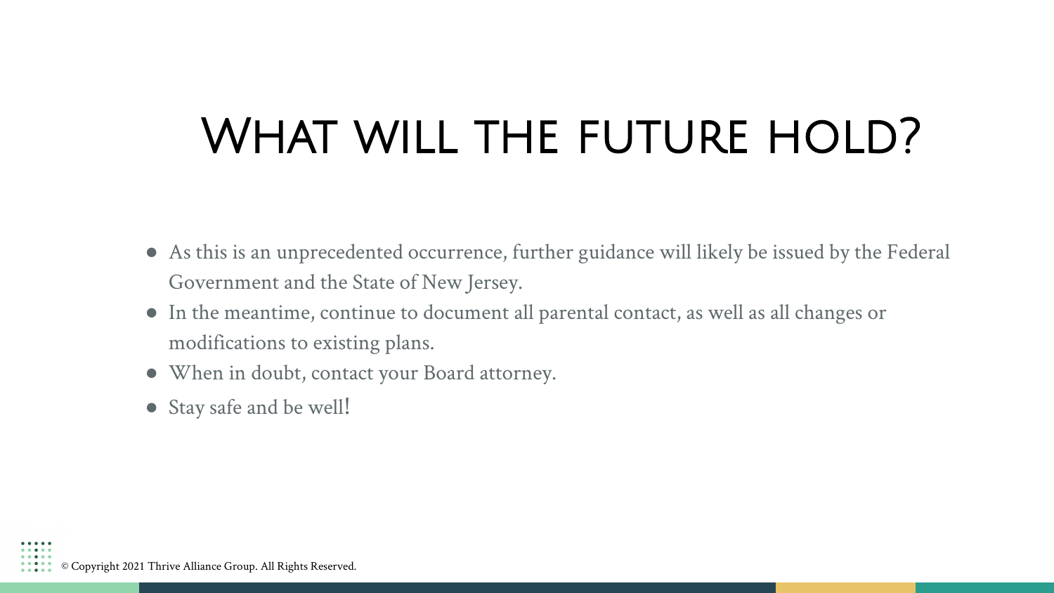# What will the future hold?

- As this is an unprecedented occurrence, further guidance will likely be issued by the Federal Government and the State of New Jersey.
- In the meantime, continue to document all parental contact, as well as all changes or modifications to existing plans.
- When in doubt, contact your Board attorney.
- Stay safe and be well!

© Copyright 2021 Thrive Alliance Group. All Rights Reserved.